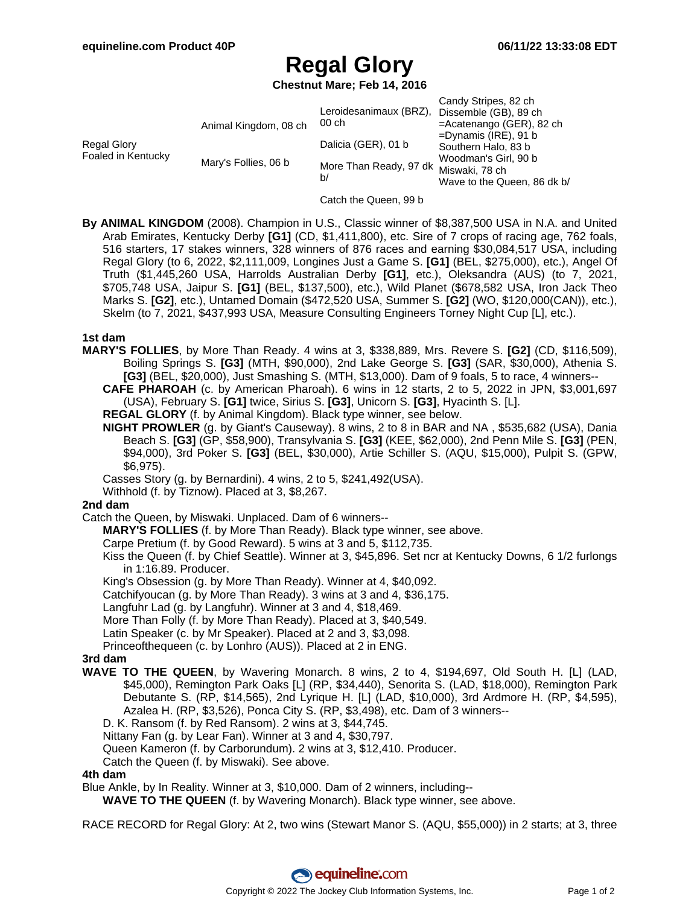# Regal Glory

**Chestnut Mare; Feb 14, 2016**

| | | | |
|---|---|---|---|
| Regal Glory Foaled in Kentucky | Animal Kingdom, 08 ch | Leroidesanimaux (BRZ), 00 ch | Candy Stripes, 82 ch |
| | | | Dissemble (GB), 89 ch |
| | | Dalicia (GER), 01 b | =Acatenango (GER), 82 ch |
| | | | =Dynamis (IRE), 91 b |
| | Mary's Follies, 06 b | More Than Ready, 97 dk b/ | Southern Halo, 83 b |
| | | | Woodman's Girl, 90 b |
| | | Catch the Queen, 99 b | Miswaki, 78 ch |
| | | | Wave to the Queen, 86 dk b/ |

**By ANIMAL KINGDOM** (2008). Champion in U.S., Classic winner of $8,387,500 USA in N.A. and United Arab Emirates, Kentucky Derby **[G1]** (CD, $1,411,800), etc. Sire of 7 crops of racing age, 762 foals, 516 starters, 17 stakes winners, 328 winners of 876 races and earning $30,084,517 USA, including Regal Glory (to 6, 2022, $2,111,009, Longines Just a Game S. **[G1]** (BEL, $275,000), etc.), Angel Of Truth ($1,445,260 USA, Harrolds Australian Derby **[G1]**, etc.), Oleksandra (AUS) (to 7, 2021, $705,748 USA, Jaipur S. **[G1]** (BEL, $137,500), etc.), Wild Planet ($678,582 USA, Iron Jack Theo Marks S. **[G2]**, etc.), Untamed Domain ($472,520 USA, Summer S. **[G2]** (WO, $120,000(CAN)), etc.), Skelm (to 7, 2021, $437,993 USA, Measure Consulting Engineers Torney Night Cup [L], etc.).

### 1st dam

**MARY'S FOLLIES**, by More Than Ready. 4 wins at 3, $338,889, Mrs. Revere S. **[G2]** (CD, $116,509), Boiling Springs S. **[G3]** (MTH, $90,000), 2nd Lake George S. **[G3]** (SAR, $30,000), Athenia S. **[G3]** (BEL, $20,000), Just Smashing S. (MTH, $13,000). Dam of 9 foals, 5 to race, 4 winners--

- **CAFE PHARAOH** (c. by American Pharoah). 6 wins in 12 starts, 2 to 5, 2022 in JPN, $3,001,697 (USA), February S. **[G1]** twice, Sirius S. **[G3]**, Unicorn S. **[G3]**, Hyacinth S. [L].
- **REGAL GLORY** (f. by Animal Kingdom). Black type winner, see below.
- **NIGHT PROWLER** (g. by Giant's Causeway). 8 wins, 2 to 8 in BAR and NA , $535,682 (USA), Dania Beach S. **[G3]** (GP, $58,900), Transylvania S. **[G3]** (KEE, $62,000), 2nd Penn Mile S. **[G3]** (PEN, $94,000), 3rd Poker S. **[G3]** (BEL, $30,000), Artie Schiller S. (AQU, $15,000), Pulpit S. (GPW, $6,975).
- Casses Story (g. by Bernardini). 4 wins, 2 to 5, $241,492(USA).
- Withhold (f. by Tiznow). Placed at 3, $8,267.

### 2nd dam

Catch the Queen, by Miswaki. Unplaced. Dam of 6 winners--

- **MARY'S FOLLIES** (f. by More Than Ready). Black type winner, see above.
- Carpe Pretium (f. by Good Reward). 5 wins at 3 and 5, $112,735.
- Kiss the Queen (f. by Chief Seattle). Winner at 3, $45,896. Set ncr at Kentucky Downs, 6 1/2 furlongs in 1:16.89. Producer.
- King's Obsession (g. by More Than Ready). Winner at 4, $40,092.
- Catchifyoucan (g. by More Than Ready). 3 wins at 3 and 4, $36,175.
- Langfuhr Lad (g. by Langfuhr). Winner at 3 and 4, $18,469.
- More Than Folly (f. by More Than Ready). Placed at 3, $40,549.
- Latin Speaker (c. by Mr Speaker). Placed at 2 and 3, $3,098.
- Princeofthequeen (c. by Lonhro (AUS)). Placed at 2 in ENG.

### 3rd dam

**WAVE TO THE QUEEN**, by Wavering Monarch. 8 wins, 2 to 4, $194,697, Old South H. [L] (LAD, $45,000), Remington Park Oaks [L] (RP, $34,440), Senorita S. (LAD, $18,000), Remington Park Debutante S. (RP, $14,565), 2nd Lyrique H. [L] (LAD, $10,000), 3rd Ardmore H. (RP, $4,595), Azalea H. (RP, $3,526), Ponca City S. (RP, $3,498), etc. Dam of 3 winners--

- D. K. Ransom (f. by Red Ransom). 2 wins at 3, $44,745.
- Nittany Fan (g. by Lear Fan). Winner at 3 and 4, $30,797.
- Queen Kameron (f. by Carborundum). 2 wins at 3, $12,410. Producer.
- Catch the Queen (f. by Miswaki). See above.

### 4th dam

Blue Ankle, by In Reality. Winner at 3, $10,000. Dam of 2 winners, including--

- **WAVE TO THE QUEEN** (f. by Wavering Monarch). Black type winner, see above.

RACE RECORD for Regal Glory: At 2, two wins (Stewart Manor S. (AQU, $55,000)) in 2 starts; at 3, three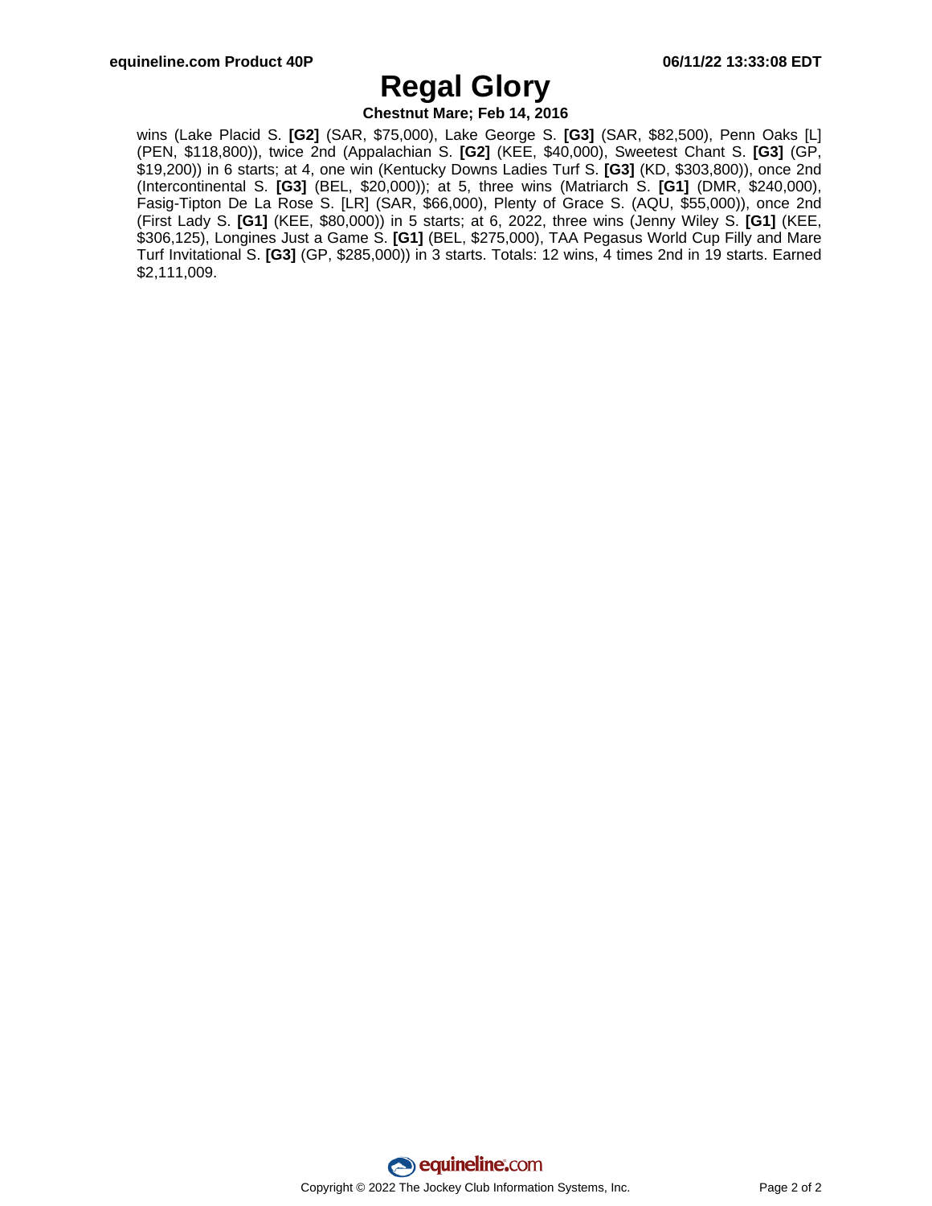# Regal Glory

**Chestnut Mare; Feb 14, 2016**

wins (Lake Placid S. **[G2]** (SAR, $75,000), Lake George S. **[G3]** (SAR, $82,500), Penn Oaks [L] (PEN, $118,800)), twice 2nd (Appalachian S. **[G2]** (KEE, $40,000), Sweetest Chant S. **[G3]** (GP, $19,200)) in 6 starts; at 4, one win (Kentucky Downs Ladies Turf S. **[G3]** (KD, $303,800)), once 2nd (Intercontinental S. **[G3]** (BEL, $20,000)); at 5, three wins (Matriarch S. **[G1]** (DMR, $240,000), Fasig-Tipton De La Rose S. [LR] (SAR, $66,000), Plenty of Grace S. (AQU, $55,000)), once 2nd (First Lady S. **[G1]** (KEE, $80,000)) in 5 starts; at 6, 2022, three wins (Jenny Wiley S. **[G1]** (KEE, $306,125), Longines Just a Game S. **[G1]** (BEL, $275,000), TAA Pegasus World Cup Filly and Mare Turf Invitational S. **[G3]** (GP, $285,000)) in 3 starts. Totals: 12 wins, 4 times 2nd in 19 starts. Earned $2,111,009.